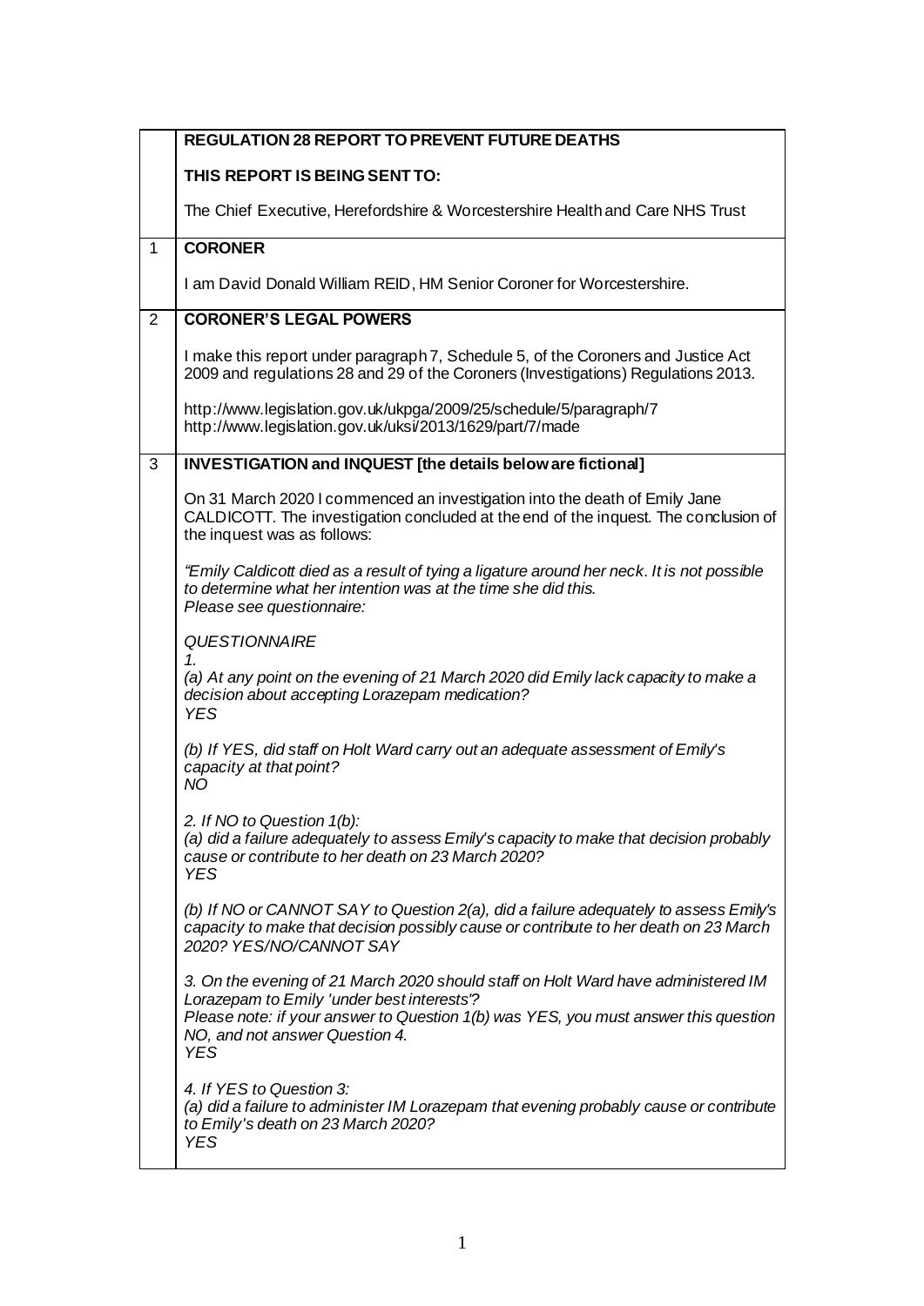## REGULATION 28 REPORT TO PREVENT FUTURE DEATHS

**THIS REPORT IS BEING SENT TO:**

The Chief Executive, Herefordshire & Worcestershire Health and Care NHS Trust

### 1 CORONER

I am David Donald William REID, HM Senior Coroner for Worcestershire.

### 2 CORONER'S LEGAL POWERS

I make this report under paragraph 7, Schedule 5, of the Coroners and Justice Act 2009 and regulations 28 and 29 of the Coroners (Investigations) Regulations 2013.

http://www.legislation.gov.uk/ukpga/2009/25/schedule/5/paragraph/7
http://www.legislation.gov.uk/uksi/2013/1629/part/7/made

### 3 INVESTIGATION and INQUEST [the details below are fictional]

On 31 March 2020 I commenced an investigation into the death of Emily Jane CALDICOTT. The investigation concluded at the end of the inquest. The conclusion of the inquest was as follows:

*"Emily Caldicott died as a result of tying a ligature around her neck. It is not possible to determine what her intention was at the time she did this.*
*Please see questionnaire:*

*QUESTIONNAIRE*
*1.*
*(a) At any point on the evening of 21 March 2020 did Emily lack capacity to make a decision about accepting Lorazepam medication?*
*YES*

*(b) If YES, did staff on Holt Ward carry out an adequate assessment of Emily's capacity at that point?*
*NO*

*2. If NO to Question 1(b):*
*(a) did a failure adequately to assess Emily's capacity to make that decision probably cause or contribute to her death on 23 March 2020?*
*YES*

*(b) If NO or CANNOT SAY to Question 2(a), did a failure adequately to assess Emily's capacity to make that decision possibly cause or contribute to her death on 23 March 2020? YES/NO/CANNOT SAY*

*3. On the evening of 21 March 2020 should staff on Holt Ward have administered IM Lorazepam to Emily 'under best interests'?*
*Please note: if your answer to Question 1(b) was YES, you must answer this question NO, and not answer Question 4.*
*YES*

*4. If YES to Question 3:*
*(a) did a failure to administer IM Lorazepam that evening probably cause or contribute to Emily's death on 23 March 2020?*
*YES*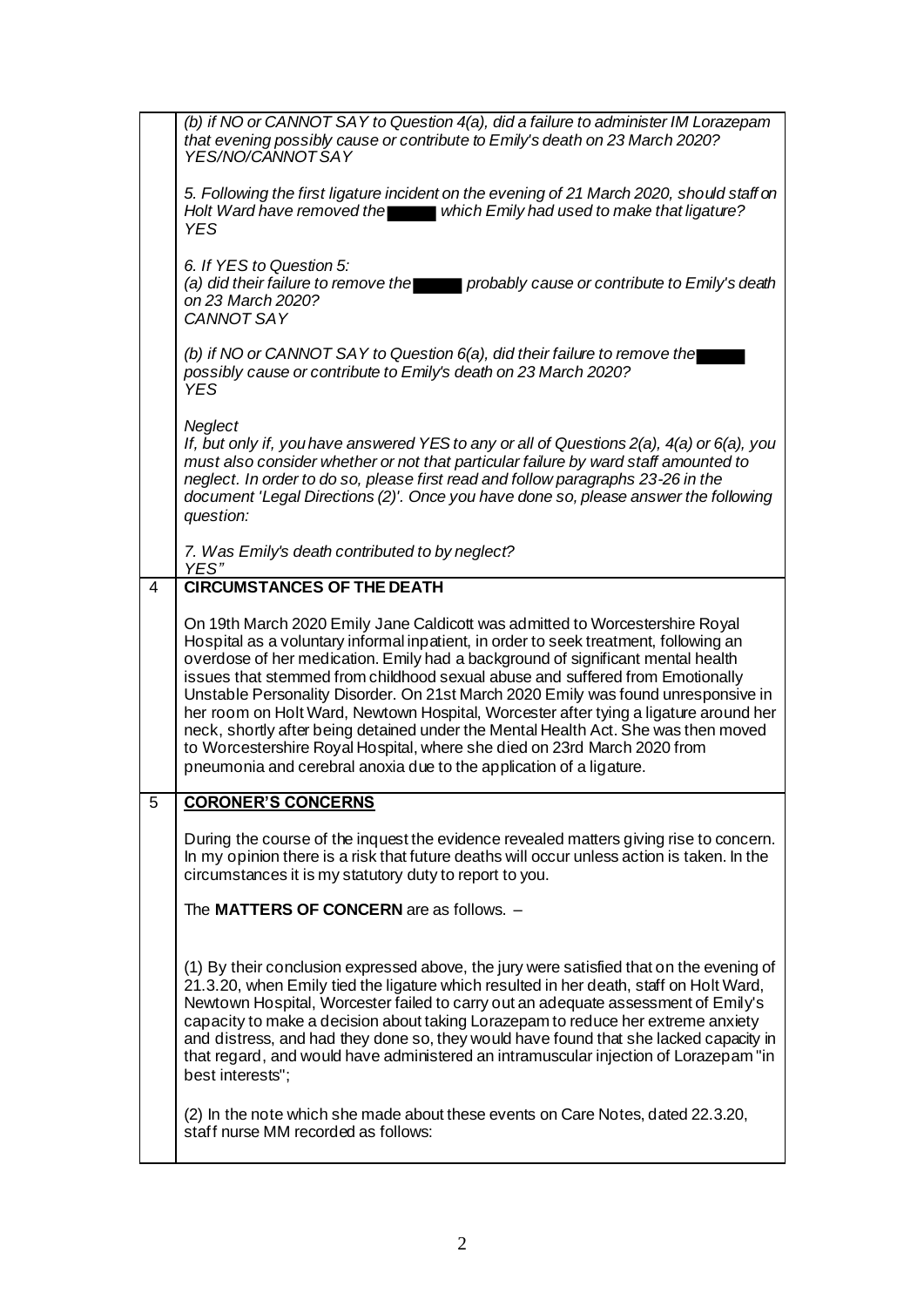*(b) if NO or CANNOT SAY to Question 4(a), did a failure to administer IM Lorazepam that evening possibly cause or contribute to Emily's death on 23 March 2020? YES/NO/CANNOT SAY*

*5. Following the first ligature incident on the evening of 21 March 2020, should staff on Holt Ward have removed the [redacted] which Emily had used to make that ligature? YES*

*6. If YES to Question 5:*
*(a) did their failure to remove the [redacted] probably cause or contribute to Emily's death on 23 March 2020?*
*CANNOT SAY*

*(b) if NO or CANNOT SAY to Question 6(a), did their failure to remove the [redacted] possibly cause or contribute to Emily's death on 23 March 2020?*
*YES*

*Neglect*
*If, but only if, you have answered YES to any or all of Questions 2(a), 4(a) or 6(a), you must also consider whether or not that particular failure by ward staff amounted to neglect. In order to do so, please first read and follow paragraphs 23-26 in the document 'Legal Directions (2)'. Once you have done so, please answer the following question:*

*7. Was Emily's death contributed to by neglect?*
*YES"*

## 4 CIRCUMSTANCES OF THE DEATH

On 19th March 2020 Emily Jane Caldicott was admitted to Worcestershire Royal Hospital as a voluntary informal inpatient, in order to seek treatment, following an overdose of her medication. Emily had a background of significant mental health issues that stemmed from childhood sexual abuse and suffered from Emotionally Unstable Personality Disorder. On 21st March 2020 Emily was found unresponsive in her room on Holt Ward, Newtown Hospital, Worcester after tying a ligature around her neck, shortly after being detained under the Mental Health Act. She was then moved to Worcestershire Royal Hospital, where she died on 23rd March 2020 from pneumonia and cerebral anoxia due to the application of a ligature.

## 5 CORONER'S CONCERNS

During the course of the inquest the evidence revealed matters giving rise to concern. In my opinion there is a risk that future deaths will occur unless action is taken. In the circumstances it is my statutory duty to report to you.

The **MATTERS OF CONCERN** are as follows. –

(1) By their conclusion expressed above, the jury were satisfied that on the evening of 21.3.20, when Emily tied the ligature which resulted in her death, staff on Holt Ward, Newtown Hospital, Worcester failed to carry out an adequate assessment of Emily's capacity to make a decision about taking Lorazepam to reduce her extreme anxiety and distress, and had they done so, they would have found that she lacked capacity in that regard, and would have administered an intramuscular injection of Lorazepam "in best interests";

(2) In the note which she made about these events on Care Notes, dated 22.3.20, staff nurse MM recorded as follows: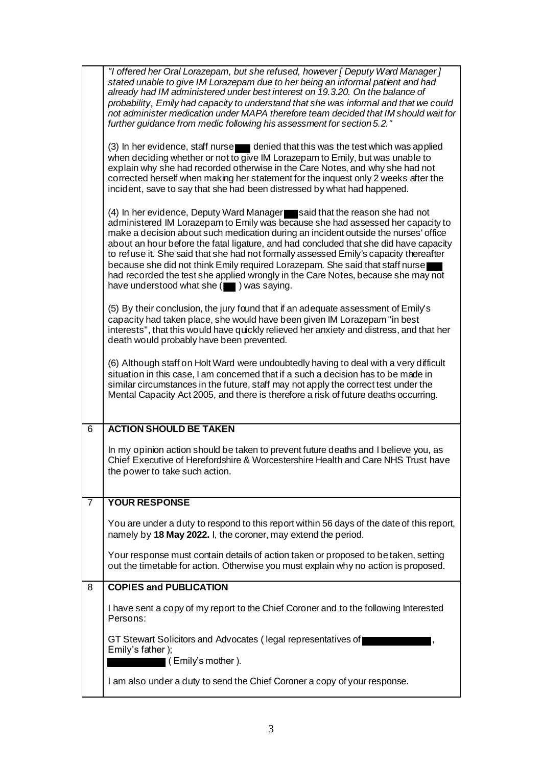| | |
|---|---|
| | *"I offered her Oral Lorazepam, but she refused, however [ Deputy Ward Manager ] stated unable to give IM Lorazepam due to her being an informal patient and had already had IM administered under best interest on 19.3.20. On the balance of probability, Emily had capacity to understand that she was informal and that we could not administer medication under MAPA therefore team decided that IM should wait for further guidance from medic following his assessment for section 5.2."*<br><br>(3) In her evidence, staff nurse ███ denied that this was the test which was applied when deciding whether or not to give IM Lorazepam to Emily, but was unable to explain why she had recorded otherwise in the Care Notes, and why she had not corrected herself when making her statement for the inquest only 2 weeks after the incident, save to say that she had been distressed by what had happened.<br><br>(4) In her evidence, Deputy Ward Manager ███ said that the reason she had not administered IM Lorazepam to Emily was because she had assessed her capacity to make a decision about such medication during an incident outside the nurses' office about an hour before the fatal ligature, and had concluded that she did have capacity to refuse it. She said that she had not formally assessed Emily's capacity thereafter because she did not think Emily required Lorazepam. She said that staff nurse ███ had recorded the test she applied wrongly in the Care Notes, because she may not have understood what she ( ███ ) was saying.<br><br>(5) By their conclusion, the jury found that if an adequate assessment of Emily's capacity had taken place, she would have been given IM Lorazepam "in best interests", that this would have quickly relieved her anxiety and distress, and that her death would probably have been prevented.<br><br>(6) Although staff on Holt Ward were undoubtedly having to deal with a very difficult situation in this case, I am concerned that if a such a decision has to be made in similar circumstances in the future, staff may not apply the correct test under the Mental Capacity Act 2005, and there is therefore a risk of future deaths occurring. |
| 6 | **ACTION SHOULD BE TAKEN**<br><br>In my opinion action should be taken to prevent future deaths and I believe you, as Chief Executive of Herefordshire & Worcestershire Health and Care NHS Trust have the power to take such action. |
| 7 | **YOUR RESPONSE**<br><br>You are under a duty to respond to this report within 56 days of the date of this report, namely by **18 May 2022.** I, the coroner, may extend the period.<br><br>Your response must contain details of action taken or proposed to be taken, setting out the timetable for action. Otherwise you must explain why no action is proposed. |
| 8 | **COPIES and PUBLICATION**<br><br>I have sent a copy of my report to the Chief Coroner and to the following Interested Persons:<br><br>GT Stewart Solicitors and Advocates ( legal representatives of ███████, Emily's father );<br>███████ ( Emily's mother ).<br><br>I am also under a duty to send the Chief Coroner a copy of your response. |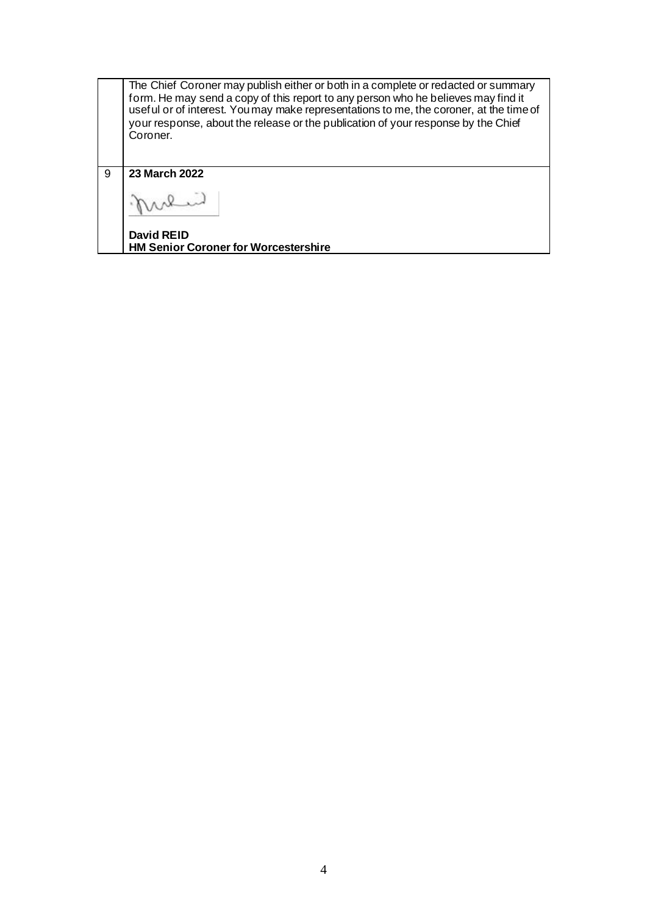| | |
|---|---|
| | The Chief Coroner may publish either or both in a complete or redacted or summary form. He may send a copy of this report to any person who he believes may find it useful or of interest. You may make representations to me, the coroner, at the time of your response, about the release or the publication of your response by the Chief Coroner. |
| 9 | **23 March 2022**<br><br>**David REID**<br>**HM Senior Coroner for Worcestershire** |